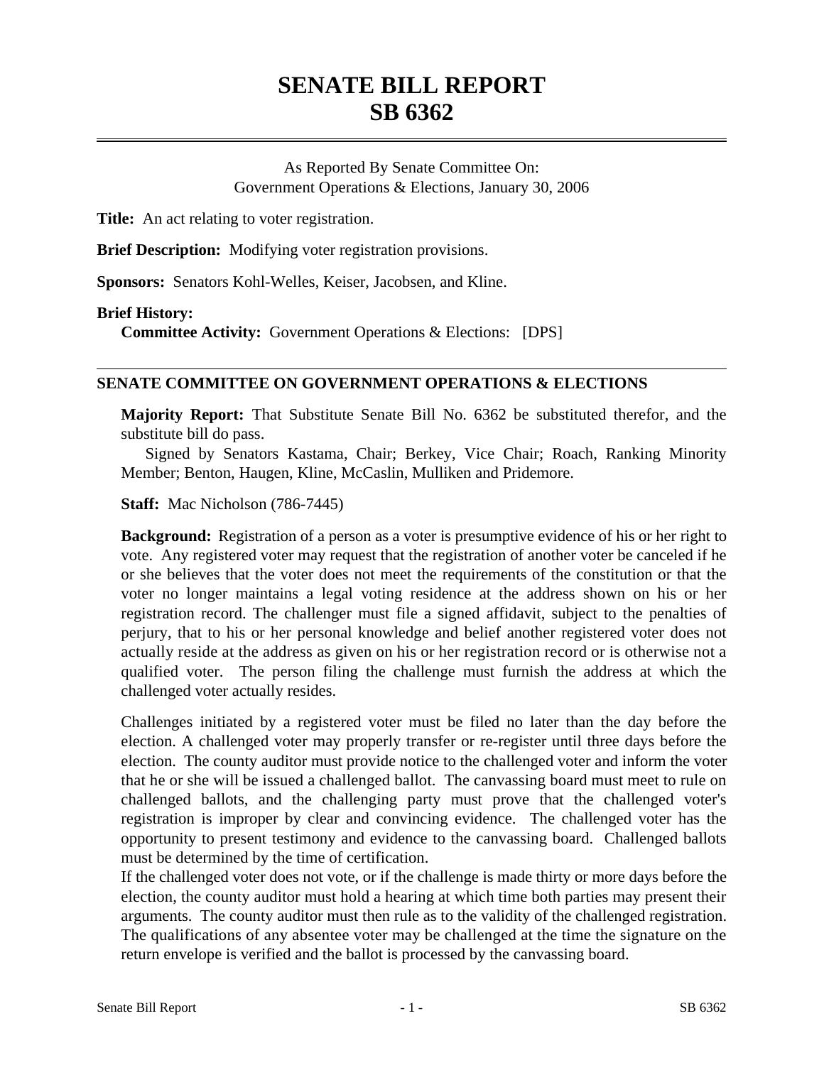# SENATE BILL REPORT
# SB 6362

As Reported By Senate Committee On:
Government Operations & Elections, January 30, 2006

**Title:** An act relating to voter registration.

**Brief Description:** Modifying voter registration provisions.

**Sponsors:** Senators Kohl-Welles, Keiser, Jacobsen, and Kline.

**Brief History:**
**Committee Activity:** Government Operations & Elections: [DPS]

## SENATE COMMITTEE ON GOVERNMENT OPERATIONS & ELECTIONS

**Majority Report:** That Substitute Senate Bill No. 6362 be substituted therefor, and the substitute bill do pass.

Signed by Senators Kastama, Chair; Berkey, Vice Chair; Roach, Ranking Minority Member; Benton, Haugen, Kline, McCaslin, Mulliken and Pridemore.

**Staff:** Mac Nicholson (786-7445)

**Background:** Registration of a person as a voter is presumptive evidence of his or her right to vote. Any registered voter may request that the registration of another voter be canceled if he or she believes that the voter does not meet the requirements of the constitution or that the voter no longer maintains a legal voting residence at the address shown on his or her registration record. The challenger must file a signed affidavit, subject to the penalties of perjury, that to his or her personal knowledge and belief another registered voter does not actually reside at the address as given on his or her registration record or is otherwise not a qualified voter. The person filing the challenge must furnish the address at which the challenged voter actually resides.

Challenges initiated by a registered voter must be filed no later than the day before the election. A challenged voter may properly transfer or re-register until three days before the election. The county auditor must provide notice to the challenged voter and inform the voter that he or she will be issued a challenged ballot. The canvassing board must meet to rule on challenged ballots, and the challenging party must prove that the challenged voter's registration is improper by clear and convincing evidence. The challenged voter has the opportunity to present testimony and evidence to the canvassing board. Challenged ballots must be determined by the time of certification.

If the challenged voter does not vote, or if the challenge is made thirty or more days before the election, the county auditor must hold a hearing at which time both parties may present their arguments. The county auditor must then rule as to the validity of the challenged registration. The qualifications of any absentee voter may be challenged at the time the signature on the return envelope is verified and the ballot is processed by the canvassing board.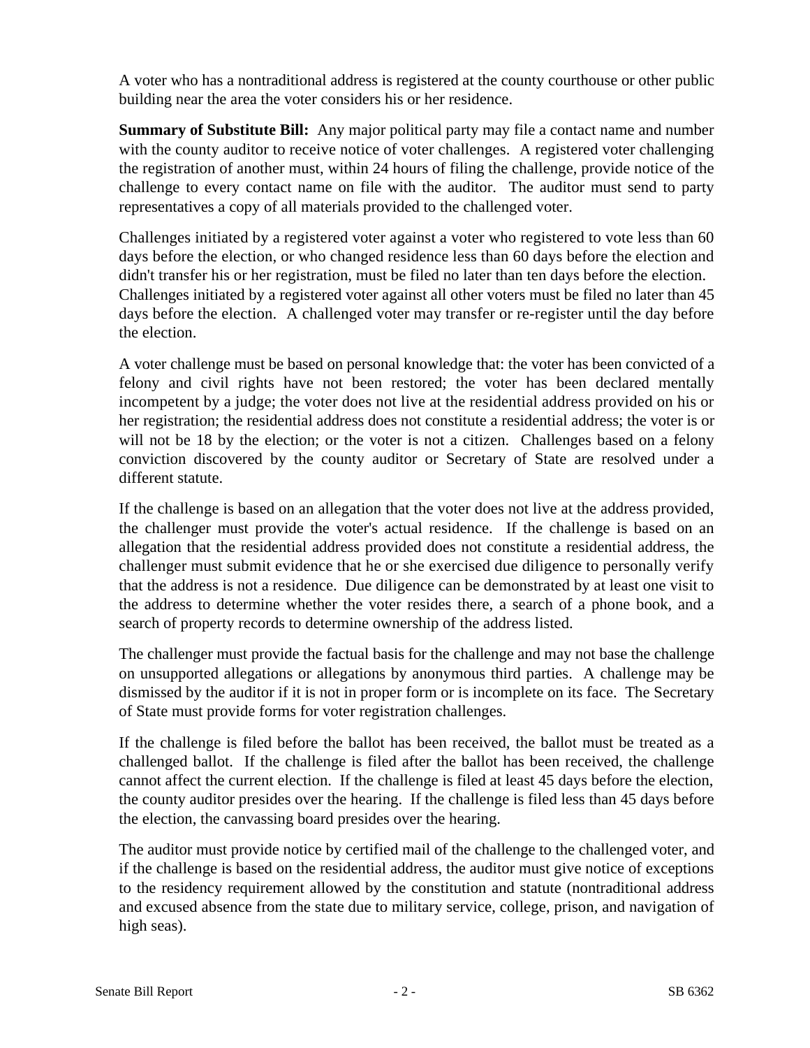A voter who has a nontraditional address is registered at the county courthouse or other public building near the area the voter considers his or her residence.

**Summary of Substitute Bill:** Any major political party may file a contact name and number with the county auditor to receive notice of voter challenges. A registered voter challenging the registration of another must, within 24 hours of filing the challenge, provide notice of the challenge to every contact name on file with the auditor. The auditor must send to party representatives a copy of all materials provided to the challenged voter.

Challenges initiated by a registered voter against a voter who registered to vote less than 60 days before the election, or who changed residence less than 60 days before the election and didn't transfer his or her registration, must be filed no later than ten days before the election. Challenges initiated by a registered voter against all other voters must be filed no later than 45 days before the election. A challenged voter may transfer or re-register until the day before the election.

A voter challenge must be based on personal knowledge that: the voter has been convicted of a felony and civil rights have not been restored; the voter has been declared mentally incompetent by a judge; the voter does not live at the residential address provided on his or her registration; the residential address does not constitute a residential address; the voter is or will not be 18 by the election; or the voter is not a citizen. Challenges based on a felony conviction discovered by the county auditor or Secretary of State are resolved under a different statute.

If the challenge is based on an allegation that the voter does not live at the address provided, the challenger must provide the voter's actual residence. If the challenge is based on an allegation that the residential address provided does not constitute a residential address, the challenger must submit evidence that he or she exercised due diligence to personally verify that the address is not a residence. Due diligence can be demonstrated by at least one visit to the address to determine whether the voter resides there, a search of a phone book, and a search of property records to determine ownership of the address listed.

The challenger must provide the factual basis for the challenge and may not base the challenge on unsupported allegations or allegations by anonymous third parties. A challenge may be dismissed by the auditor if it is not in proper form or is incomplete on its face. The Secretary of State must provide forms for voter registration challenges.

If the challenge is filed before the ballot has been received, the ballot must be treated as a challenged ballot. If the challenge is filed after the ballot has been received, the challenge cannot affect the current election. If the challenge is filed at least 45 days before the election, the county auditor presides over the hearing. If the challenge is filed less than 45 days before the election, the canvassing board presides over the hearing.

The auditor must provide notice by certified mail of the challenge to the challenged voter, and if the challenge is based on the residential address, the auditor must give notice of exceptions to the residency requirement allowed by the constitution and statute (nontraditional address and excused absence from the state due to military service, college, prison, and navigation of high seas).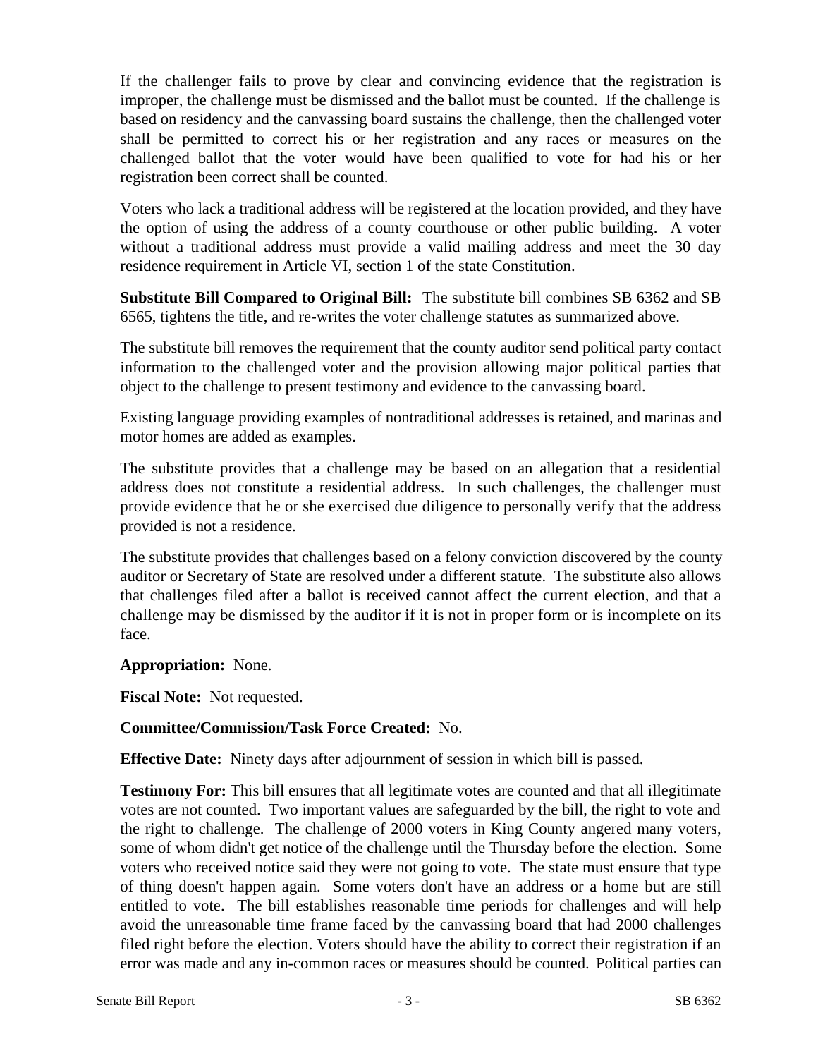If the challenger fails to prove by clear and convincing evidence that the registration is improper, the challenge must be dismissed and the ballot must be counted. If the challenge is based on residency and the canvassing board sustains the challenge, then the challenged voter shall be permitted to correct his or her registration and any races or measures on the challenged ballot that the voter would have been qualified to vote for had his or her registration been correct shall be counted.

Voters who lack a traditional address will be registered at the location provided, and they have the option of using the address of a county courthouse or other public building. A voter without a traditional address must provide a valid mailing address and meet the 30 day residence requirement in Article VI, section 1 of the state Constitution.

**Substitute Bill Compared to Original Bill:** The substitute bill combines SB 6362 and SB 6565, tightens the title, and re-writes the voter challenge statutes as summarized above.

The substitute bill removes the requirement that the county auditor send political party contact information to the challenged voter and the provision allowing major political parties that object to the challenge to present testimony and evidence to the canvassing board.

Existing language providing examples of nontraditional addresses is retained, and marinas and motor homes are added as examples.

The substitute provides that a challenge may be based on an allegation that a residential address does not constitute a residential address. In such challenges, the challenger must provide evidence that he or she exercised due diligence to personally verify that the address provided is not a residence.

The substitute provides that challenges based on a felony conviction discovered by the county auditor or Secretary of State are resolved under a different statute. The substitute also allows that challenges filed after a ballot is received cannot affect the current election, and that a challenge may be dismissed by the auditor if it is not in proper form or is incomplete on its face.

**Appropriation:** None.

**Fiscal Note:** Not requested.

**Committee/Commission/Task Force Created:** No.

**Effective Date:** Ninety days after adjournment of session in which bill is passed.

**Testimony For:** This bill ensures that all legitimate votes are counted and that all illegitimate votes are not counted. Two important values are safeguarded by the bill, the right to vote and the right to challenge. The challenge of 2000 voters in King County angered many voters, some of whom didn't get notice of the challenge until the Thursday before the election. Some voters who received notice said they were not going to vote. The state must ensure that type of thing doesn't happen again. Some voters don't have an address or a home but are still entitled to vote. The bill establishes reasonable time periods for challenges and will help avoid the unreasonable time frame faced by the canvassing board that had 2000 challenges filed right before the election. Voters should have the ability to correct their registration if an error was made and any in-common races or measures should be counted. Political parties can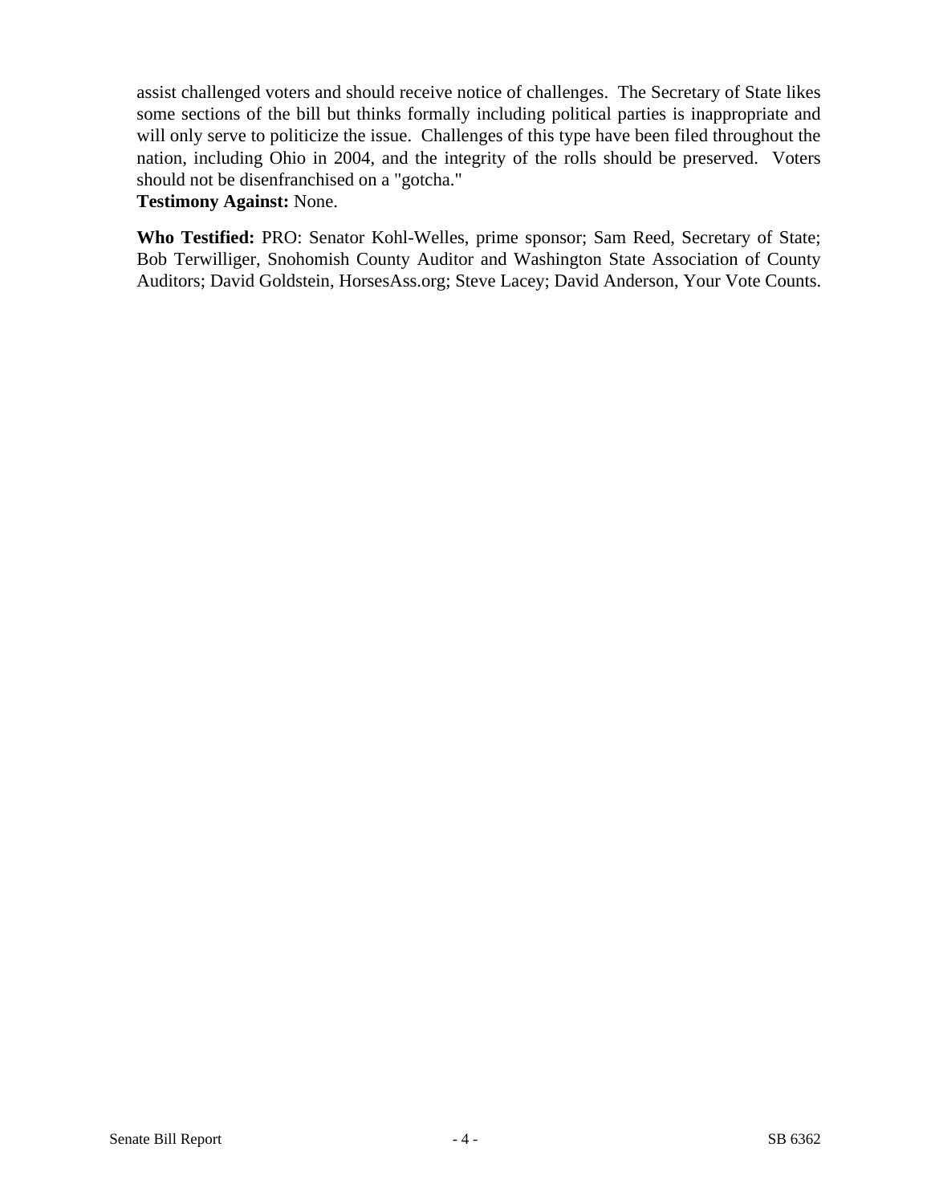assist challenged voters and should receive notice of challenges. The Secretary of State likes some sections of the bill but thinks formally including political parties is inappropriate and will only serve to politicize the issue. Challenges of this type have been filed throughout the nation, including Ohio in 2004, and the integrity of the rolls should be preserved. Voters should not be disenfranchised on a "gotcha."

**Testimony Against:** None.

**Who Testified:** PRO: Senator Kohl-Welles, prime sponsor; Sam Reed, Secretary of State; Bob Terwilliger, Snohomish County Auditor and Washington State Association of County Auditors; David Goldstein, HorsesAss.org; Steve Lacey; David Anderson, Your Vote Counts.